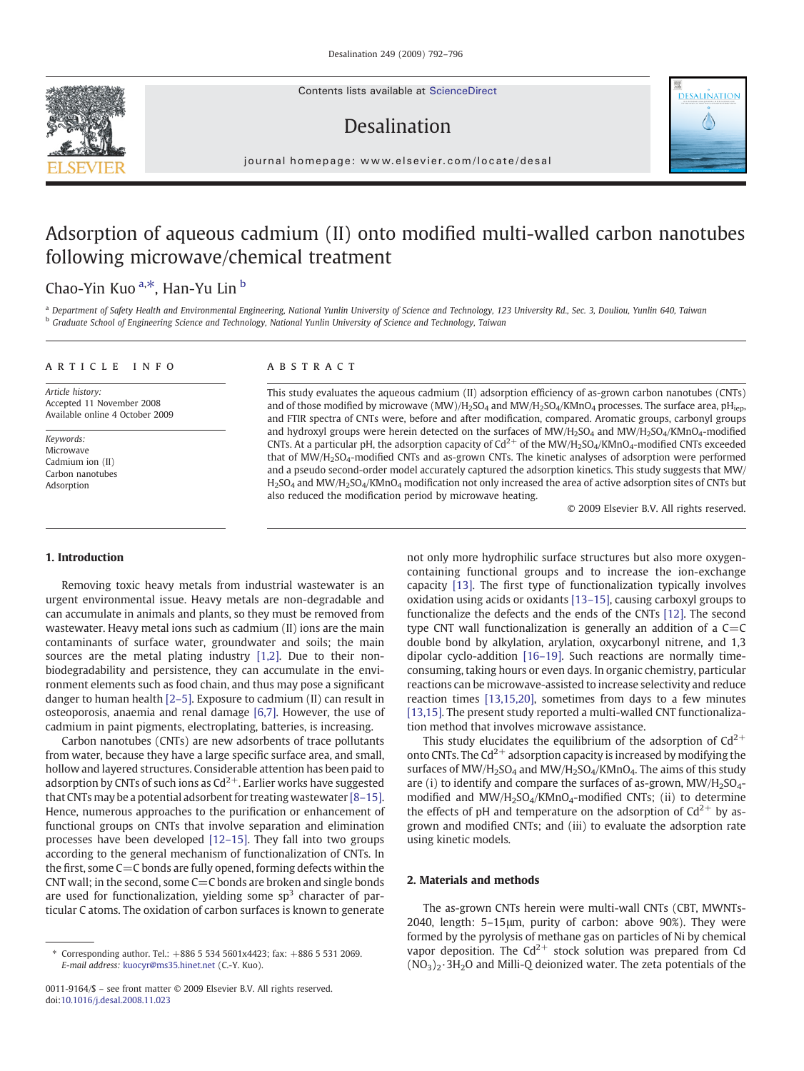# Adsorption of aqueous cadmium (II) onto modified multi-walled carbon nanotubes following microwave/chemical treatment

Chao-Yin Kuo [a,*], Han-Yu Lin [b]

[a] Department of Safety Health and Environmental Engineering, National Yunlin University of Science and Technology, 123 University Rd., Sec. 3, Douliou, Yunlin 640, Taiwan
[b] Graduate School of Engineering Science and Technology, National Yunlin University of Science and Technology, Taiwan

## ARTICLE INFO

*Article history:*
Accepted 11 November 2008
Available online 4 October 2009

*Keywords:*
Microwave
Cadmium ion (II)
Carbon nanotubes
Adsorption

## ABSTRACT

This study evaluates the aqueous cadmium (II) adsorption efficiency of as-grown carbon nanotubes (CNTs) and of those modified by microwave (MW)/$H_2SO_4$ and MW/$H_2SO_4$/$KMnO_4$ processes. The surface area, $pH_{iep}$, and FTIR spectra of CNTs were, before and after modification, compared. Aromatic groups, carbonyl groups and hydroxyl groups were herein detected on the surfaces of MW/$H_2SO_4$ and MW/$H_2SO_4$/$KMnO_4$-modified CNTs. At a particular pH, the adsorption capacity of $Cd^{2+}$ of the MW/$H_2SO_4$/$KMnO_4$-modified CNTs exceeded that of MW/$H_2SO_4$-modified CNTs and as-grown CNTs. The kinetic analyses of adsorption were performed and a pseudo second-order model accurately captured the adsorption kinetics. This study suggests that MW/$H_2SO_4$ and MW/$H_2SO_4$/$KMnO_4$ modification not only increased the area of active adsorption sites of CNTs but also reduced the modification period by microwave heating.

© 2009 Elsevier B.V. All rights reserved.

## 1. Introduction

Removing toxic heavy metals from industrial wastewater is an urgent environmental issue. Heavy metals are non-degradable and can accumulate in animals and plants, so they must be removed from wastewater. Heavy metal ions such as cadmium (II) ions are the main contaminants of surface water, groundwater and soils; the main sources are the metal plating industry [1,2]. Due to their non-biodegradability and persistence, they can accumulate in the environment elements such as food chain, and thus may pose a significant danger to human health [2–5]. Exposure to cadmium (II) can result in osteoporosis, anaemia and renal damage [6,7]. However, the use of cadmium in paint pigments, electroplating, batteries, is increasing.

Carbon nanotubes (CNTs) are new adsorbents of trace pollutants from water, because they have a large specific surface area, and small, hollow and layered structures. Considerable attention has been paid to adsorption by CNTs of such ions as $Cd^{2+}$. Earlier works have suggested that CNTs may be a potential adsorbent for treating wastewater [8–15]. Hence, numerous approaches to the purification or enhancement of functional groups on CNTs that involve separation and elimination processes have been developed [12–15]. They fall into two groups according to the general mechanism of functionalization of CNTs. In the first, some C=C bonds are fully opened, forming defects within the CNT wall; in the second, some C=C bonds are broken and single bonds are used for functionalization, yielding some $sp^3$ character of particular C atoms. The oxidation of carbon surfaces is known to generate not only more hydrophilic surface structures but also more oxygen-containing functional groups and to increase the ion-exchange capacity [13]. The first type of functionalization typically involves oxidation using acids or oxidants [13–15], causing carboxyl groups to functionalize the defects and the ends of the CNTs [12]. The second type CNT wall functionalization is generally an addition of a C=C double bond by alkylation, arylation, oxycarbonyl nitrene, and 1,3 dipolar cyclo-addition [16–19]. Such reactions are normally time-consuming, taking hours or even days. In organic chemistry, particular reactions can be microwave-assisted to increase selectivity and reduce reaction times [13,15,20], sometimes from days to a few minutes [13,15]. The present study reported a multi-walled CNT functionalization method that involves microwave assistance.

This study elucidates the equilibrium of the adsorption of $Cd^{2+}$ onto CNTs. The $Cd^{2+}$ adsorption capacity is increased by modifying the surfaces of MW/$H_2SO_4$ and MW/$H_2SO_4$/$KMnO_4$. The aims of this study are (i) to identify and compare the surfaces of as-grown, MW/$H_2SO_4$-modified and MW/$H_2SO_4$/$KMnO_4$-modified CNTs; (ii) to determine the effects of pH and temperature on the adsorption of $Cd^{2+}$ by as-grown and modified CNTs; and (iii) to evaluate the adsorption rate using kinetic models.

## 2. Materials and methods

The as-grown CNTs herein were multi-wall CNTs (CBT, MWNTs-2040, length: 5–15μm, purity of carbon: above 90%). They were formed by the pyrolysis of methane gas on particles of Ni by chemical vapor deposition. The $Cd^{2+}$ stock solution was prepared from $Cd(NO_3)_2 \cdot 3H_2O$ and Milli-Q deionized water. The zeta potentials of the

\* Corresponding author. Tel.: +886 5 534 5601x4423; fax: +886 5 531 2069. E-mail address: kuocyr@ms35.hinet.net (C.-Y. Kuo).

0011-9164/$ – see front matter © 2009 Elsevier B.V. All rights reserved.
doi:10.1016/j.desal.2008.11.023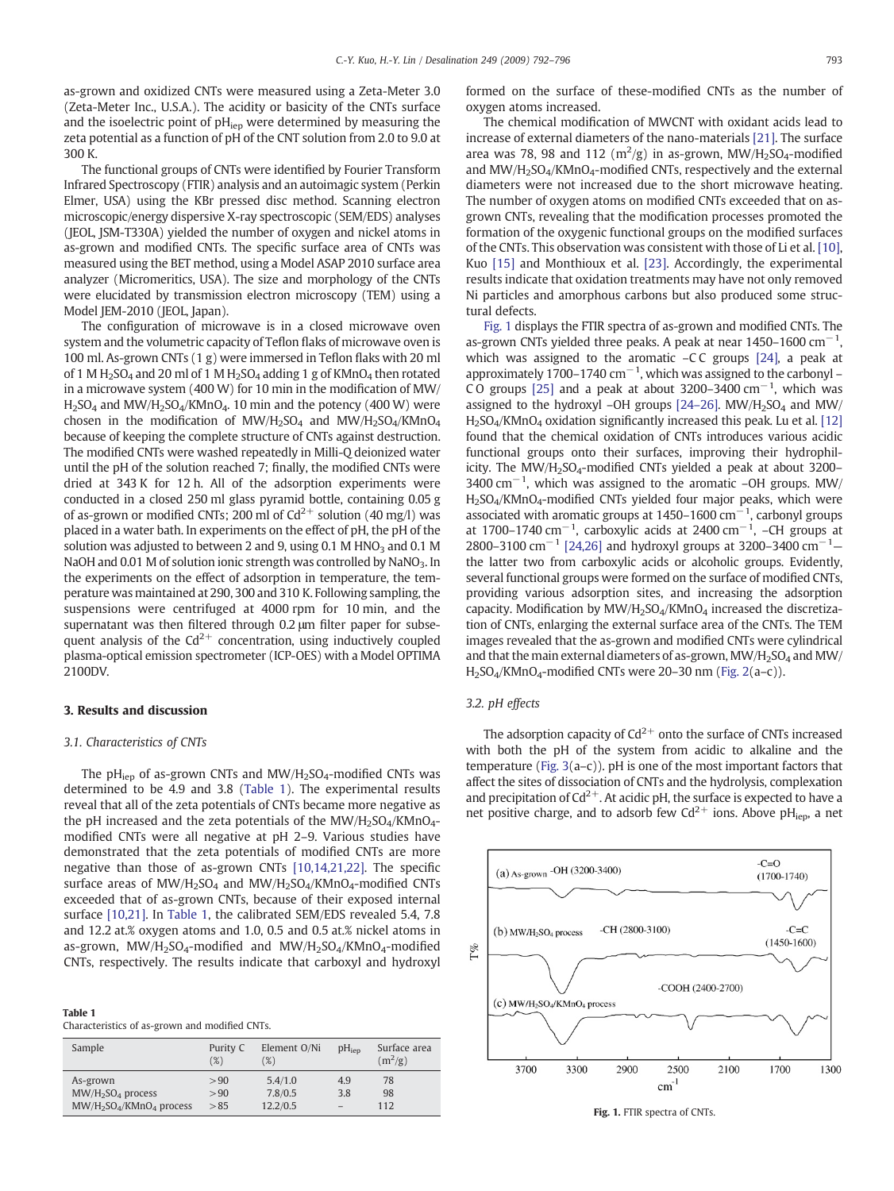as-grown and oxidized CNTs were measured using a Zeta-Meter 3.0 (Zeta-Meter Inc., U.S.A.). The acidity or basicity of the CNTs surface and the isoelectric point of $pH_{iep}$ were determined by measuring the zeta potential as a function of pH of the CNT solution from 2.0 to 9.0 at 300 K.

The functional groups of CNTs were identified by Fourier Transform Infrared Spectroscopy (FTIR) analysis and an autoimagic system (Perkin Elmer, USA) using the KBr pressed disc method. Scanning electron microscopic/energy dispersive X-ray spectroscopic (SEM/EDS) analyses (JEOL, JSM-T330A) yielded the number of oxygen and nickel atoms in as-grown and modified CNTs. The specific surface area of CNTs was measured using the BET method, using a Model ASAP 2010 surface area analyzer (Micromeritics, USA). The size and morphology of the CNTs were elucidated by transmission electron microscopy (TEM) using a Model JEM-2010 (JEOL, Japan).

The configuration of microwave is in a closed microwave oven system and the volumetric capacity of Teflon flaks of microwave oven is 100 ml. As-grown CNTs (1 g) were immersed in Teflon flaks with 20 ml of 1 M $H_2SO_4$ and 20 ml of 1 M $H_2SO_4$ adding 1 g of $KMnO_4$ then rotated in a microwave system (400 W) for 10 min in the modification of MW/$H_2SO_4$ and MW/$H_2SO_4$/$KMnO_4$. 10 min and the potency (400 W) were chosen in the modification of MW/$H_2SO_4$ and MW/$H_2SO_4$/$KMnO_4$ because of keeping the complete structure of CNTs against destruction. The modified CNTs were washed repeatedly in Milli-Q deionized water until the pH of the solution reached 7; finally, the modified CNTs were dried at 343 K for 12 h. All of the adsorption experiments were conducted in a closed 250 ml glass pyramid bottle, containing 0.05 g of as-grown or modified CNTs; 200 ml of $Cd^{2+}$ solution (40 mg/l) was placed in a water bath. In experiments on the effect of pH, the pH of the solution was adjusted to between 2 and 9, using 0.1 M $HNO_3$ and 0.1 M NaOH and 0.01 M of solution ionic strength was controlled by $NaNO_3$. In the experiments on the effect of adsorption in temperature, the temperature was maintained at 290, 300 and 310 K. Following sampling, the suspensions were centrifuged at 4000 rpm for 10 min, and the supernatant was then filtered through 0.2 μm filter paper for subsequent analysis of the $Cd^{2+}$ concentration, using inductively coupled plasma-optical emission spectrometer (ICP-OES) with a Model OPTIMA 2100DV.

## 3. Results and discussion

### 3.1. Characteristics of CNTs

The $pH_{iep}$ of as-grown CNTs and MW/$H_2SO_4$-modified CNTs was determined to be 4.9 and 3.8 (Table 1). The experimental results reveal that all of the zeta potentials of CNTs became more negative as the pH increased and the zeta potentials of the MW/$H_2SO_4$/$KMnO_4$-modified CNTs were all negative at pH 2–9. Various studies have demonstrated that the zeta potentials of modified CNTs are more negative than those of as-grown CNTs [10,14,21,22]. The specific surface areas of MW/$H_2SO_4$ and MW/$H_2SO_4$/$KMnO_4$-modified CNTs exceeded that of as-grown CNTs, because of their exposed internal surface [10,21]. In Table 1, the calibrated SEM/EDS revealed 5.4, 7.8 and 12.2 at.% oxygen atoms and 1.0, 0.5 and 0.5 at.% nickel atoms in as-grown, MW/$H_2SO_4$-modified and MW/$H_2SO_4$/$KMnO_4$-modified CNTs, respectively. The results indicate that carboxyl and hydroxyl formed on the surface of these-modified CNTs as the number of oxygen atoms increased.

**Table 1**
Characteristics of as-grown and modified CNTs.

| Sample | Purity C (%) | Element O/Ni (%) | $pH_{iep}$ | Surface area ($m^2$/g) |
|---|---|---|---|---|
| As-grown | >90 | 5.4/1.0 | 4.9 | 78 |
| MW/$H_2SO_4$ process | >90 | 7.8/0.5 | 3.8 | 98 |
| MW/$H_2SO_4$/$KMnO_4$ process | >85 | 12.2/0.5 | – | 112 |

The chemical modification of MWCNT with oxidant acids lead to increase of external diameters of the nano-materials [21]. The surface area was 78, 98 and 112 ($m^2$/g) in as-grown, MW/$H_2SO_4$-modified and MW/$H_2SO_4$/$KMnO_4$-modified CNTs, respectively and the external diameters were not increased due to the short microwave heating. The number of oxygen atoms on modified CNTs exceeded that on as-grown CNTs, revealing that the modification processes promoted the formation of the oxygenic functional groups on the modified surfaces of the CNTs. This observation was consistent with those of Li et al. [10], Kuo [15] and Monthioux et al. [23]. Accordingly, the experimental results indicate that oxidation treatments may have not only removed Ni particles and amorphous carbons but also produced some structural defects.

Fig. 1 displays the FTIR spectra of as-grown and modified CNTs. The as-grown CNTs yielded three peaks. A peak at near 1450–1600 $cm^{-1}$, which was assigned to the aromatic –CC groups [24], a peak at approximately 1700–1740 $cm^{-1}$, which was assigned to the carbonyl –CO groups [25] and a peak at about 3200–3400 $cm^{-1}$, which was assigned to the hydroxyl –OH groups [24–26]. MW/$H_2SO_4$ and MW/$H_2SO_4$/$KMnO_4$ oxidation significantly increased this peak. Lu et al. [12] found that the chemical oxidation of CNTs introduces various acidic functional groups onto their surfaces, improving their hydrophilicity. The MW/$H_2SO_4$-modified CNTs yielded a peak at about 3200–3400 $cm^{-1}$, which was assigned to the aromatic –OH groups. MW/$H_2SO_4$/$KMnO_4$-modified CNTs yielded four major peaks, which were associated with aromatic groups at 1450–1600 $cm^{-1}$, carbonyl groups at 1700–1740 $cm^{-1}$, carboxylic acids at 2400 $cm^{-1}$, –CH groups at 2800–3100 $cm^{-1}$ [24,26] and hydroxyl groups at 3200–3400 $cm^{-1}$—the latter two from carboxylic acids or alcoholic groups. Evidently, several functional groups were formed on the surface of modified CNTs, providing various adsorption sites, and increasing the adsorption capacity. Modification by MW/$H_2SO_4$/$KMnO_4$ increased the discretization of CNTs, enlarging the external surface area of the CNTs. The TEM images revealed that the as-grown and modified CNTs were cylindrical and that the main external diameters of as-grown, MW/$H_2SO_4$ and MW/$H_2SO_4$/$KMnO_4$-modified CNTs were 20–30 nm (Fig. 2(a–c)).

### 3.2. pH effects

The adsorption capacity of $Cd^{2+}$ onto the surface of CNTs increased with both the pH of the system from acidic to alkaline and the temperature (Fig. 3(a–c)). pH is one of the most important factors that affect the sites of dissociation of CNTs and the hydrolysis, complexation and precipitation of $Cd^{2+}$. At acidic pH, the surface is expected to have a net positive charge, and to adsorb few $Cd^{2+}$ ions. Above $pH_{iep}$, a net

**Fig. 1.** FTIR spectra of CNTs.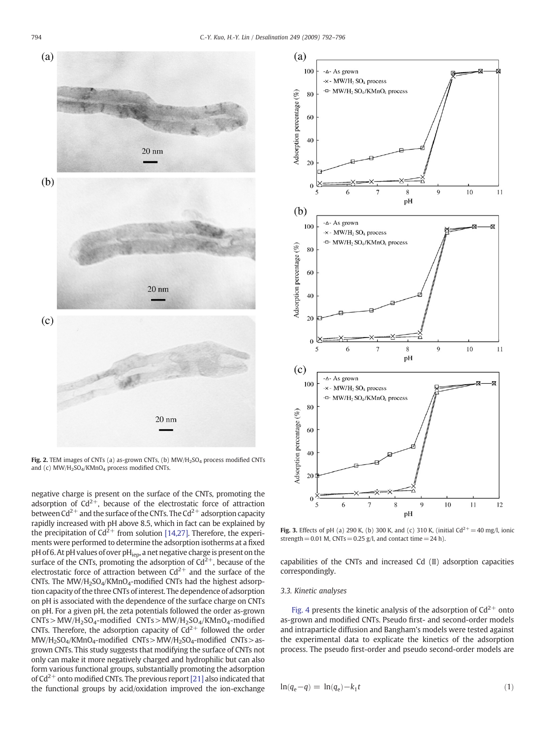Fig. 2. TEM images of CNTs (a) as-grown CNTs, (b) $MW/H_2SO_4$ process modified CNTs and (c) $MW/H_2SO_4/KMnO_4$ process modified CNTs.

negative charge is present on the surface of the CNTs, promoting the adsorption of $Cd^{2+}$, because of the electrostatic force of attraction between $Cd^{2+}$ and the surface of the CNTs. The $Cd^{2+}$ adsorption capacity rapidly increased with pH above 8.5, which in fact can be explained by the precipitation of $Cd^{2+}$ from solution [14,27]. Therefore, the experiments were performed to determine the adsorption isotherms at a fixed pH of 6. At pH values of over $pH_{iep}$, a net negative charge is present on the surface of the CNTs, promoting the adsorption of $Cd^{2+}$, because of the electrostatic force of attraction between $Cd^{2+}$ and the surface of the CNTs. The $MW/H_2SO_4/KMnO_4$-modified CNTs had the highest adsorption capacity of the three CNTs of interest. The dependence of adsorption on pH is associated with the dependence of the surface charge on CNTs on pH. For a given pH, the zeta potentials followed the order as-grown CNTs > $MW/H_2SO_4$-modified CNTs > $MW/H_2SO_4/KMnO_4$-modified CNTs. Therefore, the adsorption capacity of $Cd^{2+}$ followed the order $MW/H_2SO_4/KMnO_4$-modified CNTs > $MW/H_2SO_4$-modified CNTs > as-grown CNTs. This study suggests that modifying the surface of CNTs not only can make it more negatively charged and hydrophilic but can also form various functional groups, substantially promoting the adsorption of $Cd^{2+}$ onto modified CNTs. The previous report [21] also indicated that the functional groups by acid/oxidation improved the ion-exchange capabilities of the CNTs and increased Cd (II) adsorption capacities correspondingly.

Fig. 3. Effects of pH (a) 290 K, (b) 300 K, and (c) 310 K, (initial $Cd^{2+}$ = 40 mg/l, ionic strength = 0.01 M, CNTs = 0.25 g/l, and contact time = 24 h).

### 3.3. Kinetic analyses

Fig. 4 presents the kinetic analysis of the adsorption of $Cd^{2+}$ onto as-grown and modified CNTs. Pseudo first- and second-order models and intraparticle diffusion and Bangham's models were tested against the experimental data to explicate the kinetics of the adsorption process. The pseudo first-order and pseudo second-order models are

$$\ln(q_e - q) = \ln(q_e) - k_1 t \tag{1}$$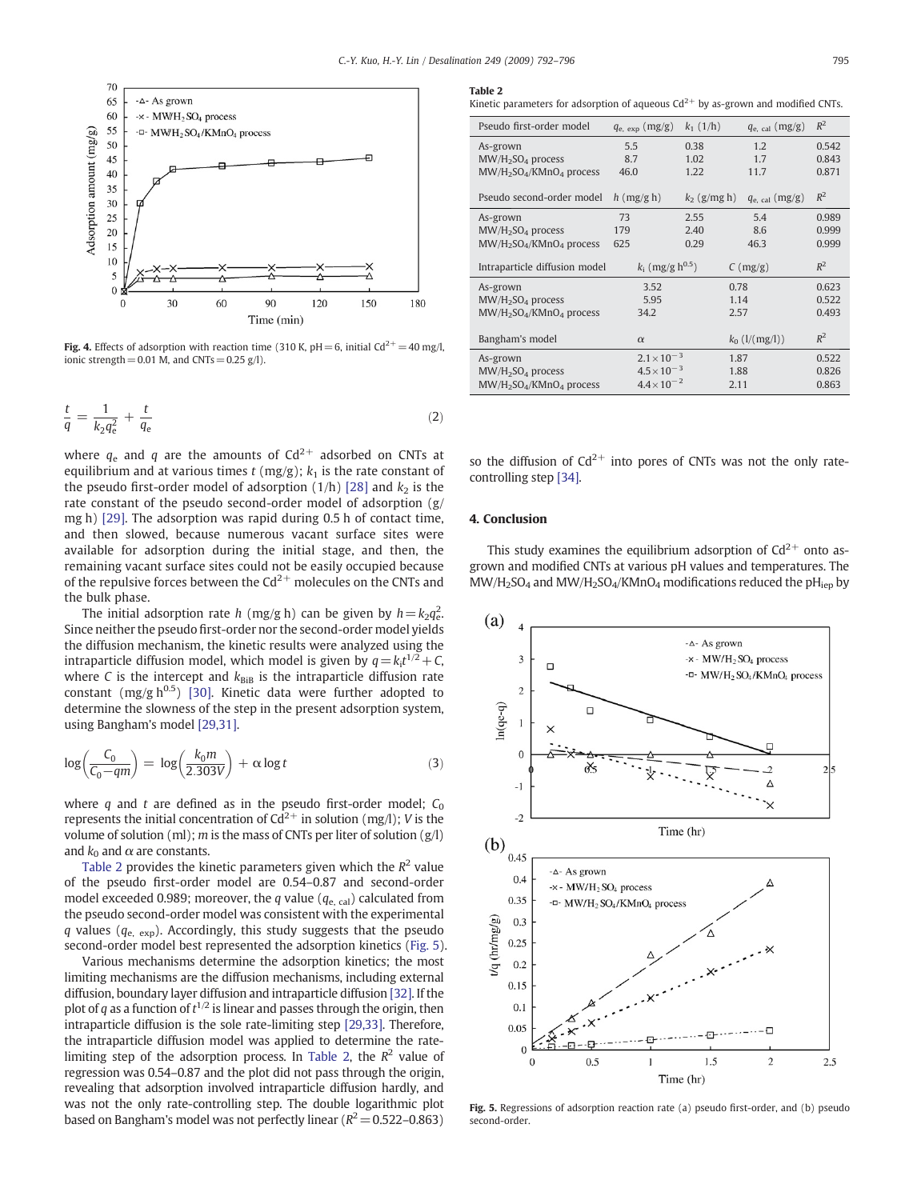Fig. 4. Effects of adsorption with reaction time (310 K, pH = 6, initial $Cd^{2+}$ = 40 mg/l, ionic strength = 0.01 M, and CNTs = 0.25 g/l).

$$\frac{t}{q} = \frac{1}{k_2 q_e^2} + \frac{t}{q_e} \tag{2}$$

where $q_e$ and $q$ are the amounts of $Cd^{2+}$ adsorbed on CNTs at equilibrium and at various times $t$ (mg/g); $k_1$ is the rate constant of the pseudo first-order model of adsorption (1/h) [28] and $k_2$ is the rate constant of the pseudo second-order model of adsorption (g/mg h) [29]. The adsorption was rapid during 0.5 h of contact time, and then slowed, because numerous vacant surface sites were available for adsorption during the initial stage, and then, the remaining vacant surface sites could not be easily occupied because of the repulsive forces between the $Cd^{2+}$ molecules on the CNTs and the bulk phase.

The initial adsorption rate $h$ (mg/g h) can be given by $h = k_2 q_e^2$. Since neither the pseudo first-order nor the second-order model yields the diffusion mechanism, the kinetic results were analyzed using the intraparticle diffusion model, which model is given by $q = k_i t^{1/2} + C$, where $C$ is the intercept and $k_{BiB}$ is the intraparticle diffusion rate constant (mg/g $h^{0.5}$) [30]. Kinetic data were further adopted to determine the slowness of the step in the present adsorption system, using Bangham's model [29,31].

$$\log\left(\frac{C_0}{C_0 - qm}\right) = \log\left(\frac{k_0 m}{2.303V}\right) + \alpha \log t \tag{3}$$

where $q$ and $t$ are defined as in the pseudo first-order model; $C_0$ represents the initial concentration of $Cd^{2+}$ in solution (mg/l); $V$ is the volume of solution (ml); $m$ is the mass of CNTs per liter of solution (g/l) and $k_0$ and $\alpha$ are constants.

Table 2 provides the kinetic parameters given which the $R^2$ value of the pseudo first-order model are 0.54–0.87 and second-order model exceeded 0.989; moreover, the $q$ value ($q_{e,\ cal}$) calculated from the pseudo second-order model was consistent with the experimental $q$ values ($q_{e,\ exp}$). Accordingly, this study suggests that the pseudo second-order model best represented the adsorption kinetics (Fig. 5).

Various mechanisms determine the adsorption kinetics; the most limiting mechanisms are the diffusion mechanisms, including external diffusion, boundary layer diffusion and intraparticle diffusion [32]. If the plot of $q$ as a function of $t^{1/2}$ is linear and passes through the origin, then intraparticle diffusion is the sole rate-limiting step [29,33]. Therefore, the intraparticle diffusion model was applied to determine the rate-limiting step of the adsorption process. In Table 2, the $R^2$ value of regression was 0.54–0.87 and the plot did not pass through the origin, revealing that adsorption involved intraparticle diffusion hardly, and was not the only rate-controlling step. The double logarithmic plot based on Bangham's model was not perfectly linear ($R^2$ = 0.522–0.863) so the diffusion of $Cd^{2+}$ into pores of CNTs was not the only rate-controlling step [34].

**Table 2**
Kinetic parameters for adsorption of aqueous $Cd^{2+}$ by as-grown and modified CNTs.

| Pseudo first-order model | $q_{e,\ exp}$ (mg/g) | $k_1$ (1/h) | $q_{e,\ cal}$ (mg/g) | $R^2$ |
|---|---|---|---|---|
| As-grown | 5.5 | 0.38 | 1.2 | 0.542 |
| MW/$H_2SO_4$ process | 8.7 | 1.02 | 1.7 | 0.843 |
| MW/$H_2SO_4$/$KMnO_4$ process | 46.0 | 1.22 | 11.7 | 0.871 |
| **Pseudo second-order model** | $h$ (mg/g h) | $k_2$ (g/mg h) | $q_{e,\ cal}$ (mg/g) | $R^2$ |
| As-grown | 73 | 2.55 | 5.4 | 0.989 |
| MW/$H_2SO_4$ process | 179 | 2.40 | 8.6 | 0.999 |
| MW/$H_2SO_4$/$KMnO_4$ process | 625 | 0.29 | 46.3 | 0.999 |
| **Intraparticle diffusion model** | $k_i$ (mg/g $h^{0.5}$) | | $C$ (mg/g) | $R^2$ |
| As-grown | 3.52 | | 0.78 | 0.623 |
| MW/$H_2SO_4$ process | 5.95 | | 1.14 | 0.522 |
| MW/$H_2SO_4$/$KMnO_4$ process | 34.2 | | 2.57 | 0.493 |
| **Bangham's model** | $\alpha$ | | $k_0$ (l/(mg/l)) | $R^2$ |
| As-grown | $2.1 \times 10^{-3}$ | | 1.87 | 0.522 |
| MW/$H_2SO_4$ process | $4.5 \times 10^{-3}$ | | 1.88 | 0.826 |
| MW/$H_2SO_4$/$KMnO_4$ process | $4.4 \times 10^{-2}$ | | 2.11 | 0.863 |

## 4. Conclusion

This study examines the equilibrium adsorption of $Cd^{2+}$ onto as-grown and modified CNTs at various pH values and temperatures. The MW/$H_2SO_4$ and MW/$H_2SO_4$/$KMnO_4$ modifications reduced the $pH_{iep}$ by

Fig. 5. Regressions of adsorption reaction rate (a) pseudo first-order, and (b) pseudo second-order.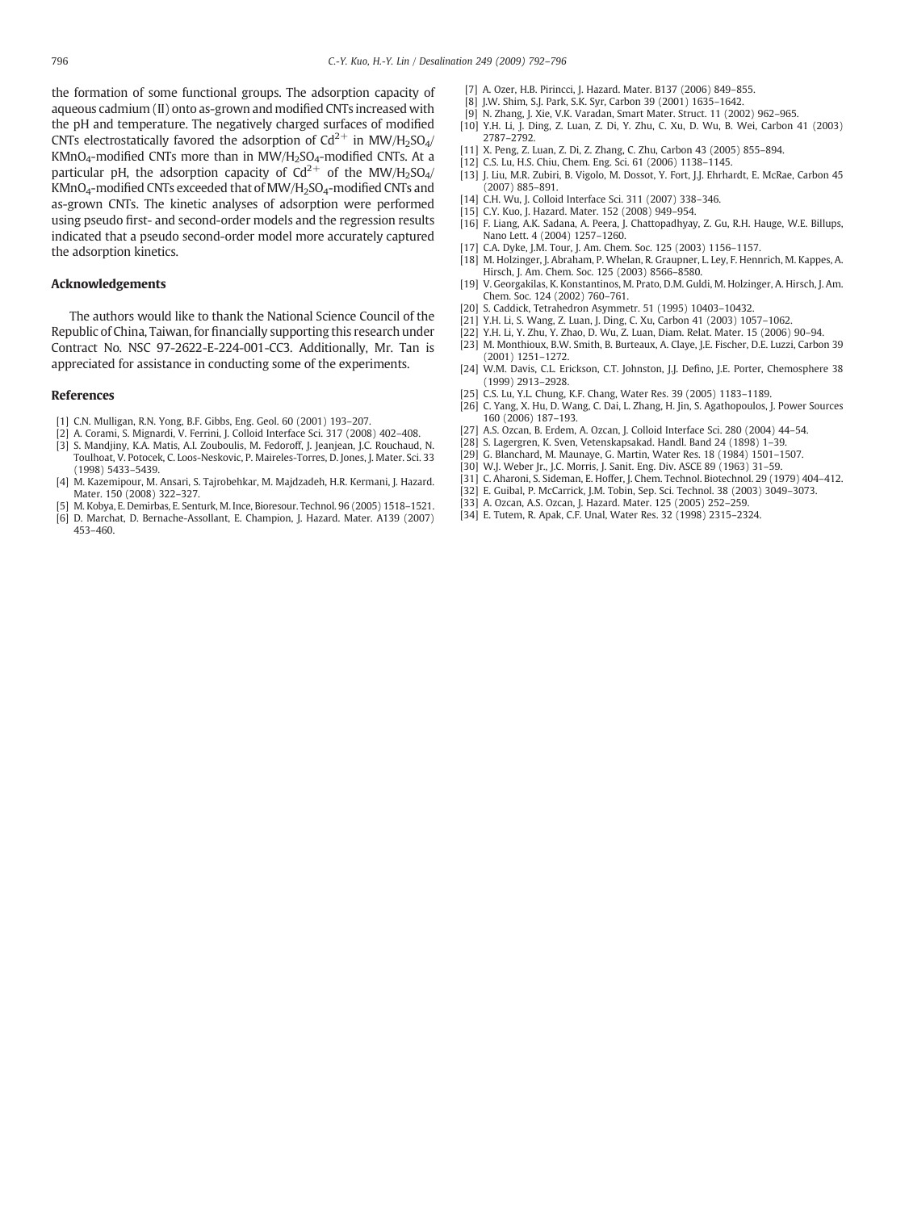the formation of some functional groups. The adsorption capacity of aqueous cadmium (II) onto as-grown and modified CNTs increased with the pH and temperature. The negatively charged surfaces of modified CNTs electrostatically favored the adsorption of $Cd^{2+}$ in MW/$H_2SO_4$/$KMnO_4$-modified CNTs more than in MW/$H_2SO_4$-modified CNTs. At a particular pH, the adsorption capacity of $Cd^{2+}$ of the MW/$H_2SO_4$/$KMnO_4$-modified CNTs exceeded that of MW/$H_2SO_4$-modified CNTs and as-grown CNTs. The kinetic analyses of adsorption were performed using pseudo first- and second-order models and the regression results indicated that a pseudo second-order model more accurately captured the adsorption kinetics.

## Acknowledgements

The authors would like to thank the National Science Council of the Republic of China, Taiwan, for financially supporting this research under Contract No. NSC 97-2622-E-224-001-CC3. Additionally, Mr. Tan is appreciated for assistance in conducting some of the experiments.

## References

[1] C.N. Mulligan, R.N. Yong, B.F. Gibbs, Eng. Geol. 60 (2001) 193–207.
[2] A. Corami, S. Mignardi, V. Ferrini, J. Colloid Interface Sci. 317 (2008) 402–408.
[3] S. Mandjiny, K.A. Matis, A.I. Zouboulis, M. Fedoroff, J. Jeanjean, J.C. Rouchaud, N. Toulhoat, V. Potocek, C. Loos-Neskovic, P. Maireles-Torres, D. Jones, J. Mater. Sci. 33 (1998) 5433–5439.
[4] M. Kazemipour, M. Ansari, S. Tajrobehkar, M. Majdzadeh, H.R. Kermani, J. Hazard. Mater. 150 (2008) 322–327.
[5] M. Kobya, E. Demirbas, E. Senturk, M. Ince, Bioresour. Technol. 96 (2005) 1518–1521.
[6] D. Marchat, D. Bernache-Assollant, E. Champion, J. Hazard. Mater. A139 (2007) 453–460.
[7] A. Ozer, H.B. Pirincci, J. Hazard. Mater. B137 (2006) 849–855.
[8] J.W. Shim, S.J. Park, S.K. Syr, Carbon 39 (2001) 1635–1642.
[9] N. Zhang, J. Xie, V.K. Varadan, Smart Mater. Struct. 11 (2002) 962–965.
[10] Y.H. Li, J. Ding, Z. Luan, Z. Di, Y. Zhu, C. Xu, D. Wu, B. Wei, Carbon 41 (2003) 2787–2792.
[11] X. Peng, Z. Luan, Z. Di, Z. Zhang, C. Zhu, Carbon 43 (2005) 855–894.
[12] C.S. Lu, H.S. Chiu, Chem. Eng. Sci. 61 (2006) 1138–1145.
[13] J. Liu, M.R. Zubiri, B. Vigolo, M. Dossot, Y. Fort, J.J. Ehrhardt, E. McRae, Carbon 45 (2007) 885–891.
[14] C.H. Wu, J. Colloid Interface Sci. 311 (2007) 338–346.
[15] C.Y. Kuo, J. Hazard. Mater. 152 (2008) 949–954.
[16] F. Liang, A.K. Sadana, A. Peera, J. Chattopadhyay, Z. Gu, R.H. Hauge, W.E. Billups, Nano Lett. 4 (2004) 1257–1260.
[17] C.A. Dyke, J.M. Tour, J. Am. Chem. Soc. 125 (2003) 1156–1157.
[18] M. Holzinger, J. Abraham, P. Whelan, R. Graupner, L. Ley, F. Hennrich, M. Kappes, A. Hirsch, J. Am. Chem. Soc. 125 (2003) 8566–8580.
[19] V. Georgakilas, K. Konstantinos, M. Prato, D.M. Guldi, M. Holzinger, A. Hirsch, J. Am. Chem. Soc. 124 (2002) 760–761.
[20] S. Caddick, Tetrahedron Asymmetr. 51 (1995) 10403–10432.
[21] Y.H. Li, S. Wang, Z. Luan, J. Ding, C. Xu, Carbon 41 (2003) 1057–1062.
[22] Y.H. Li, Y. Zhu, Y. Zhao, D. Wu, Z. Luan, Diam. Relat. Mater. 15 (2006) 90–94.
[23] M. Monthioux, B.W. Smith, B. Burteaux, A. Claye, J.E. Fischer, D.E. Luzzi, Carbon 39 (2001) 1251–1272.
[24] W.M. Davis, C.L. Erickson, C.T. Johnston, J.J. Defino, J.E. Porter, Chemosphere 38 (1999) 2913–2928.
[25] C.S. Lu, Y.L. Chung, K.F. Chang, Water Res. 39 (2005) 1183–1189.
[26] C. Yang, X. Hu, D. Wang, C. Dai, L. Zhang, H. Jin, S. Agathopoulos, J. Power Sources 160 (2006) 187–193.
[27] A.S. Ozcan, B. Erdem, A. Ozcan, J. Colloid Interface Sci. 280 (2004) 44–54.
[28] S. Lagergren, K. Sven, Vetenskapsakad. Handl. Band 24 (1898) 1–39.
[29] G. Blanchard, M. Maunaye, G. Martin, Water Res. 18 (1984) 1501–1507.
[30] W.J. Weber Jr., J.C. Morris, J. Sanit. Eng. Div. ASCE 89 (1963) 31–59.
[31] C. Aharoni, S. Sideman, E. Hoffer, J. Chem. Technol. Biotechnol. 29 (1979) 404–412.
[32] E. Guibal, P. McCarrick, J.M. Tobin, Sep. Sci. Technol. 38 (2003) 3049–3073.
[33] A. Ozcan, A.S. Ozcan, J. Hazard. Mater. 125 (2005) 252–259.
[34] E. Tutem, R. Apak, C.F. Unal, Water Res. 32 (1998) 2315–2324.